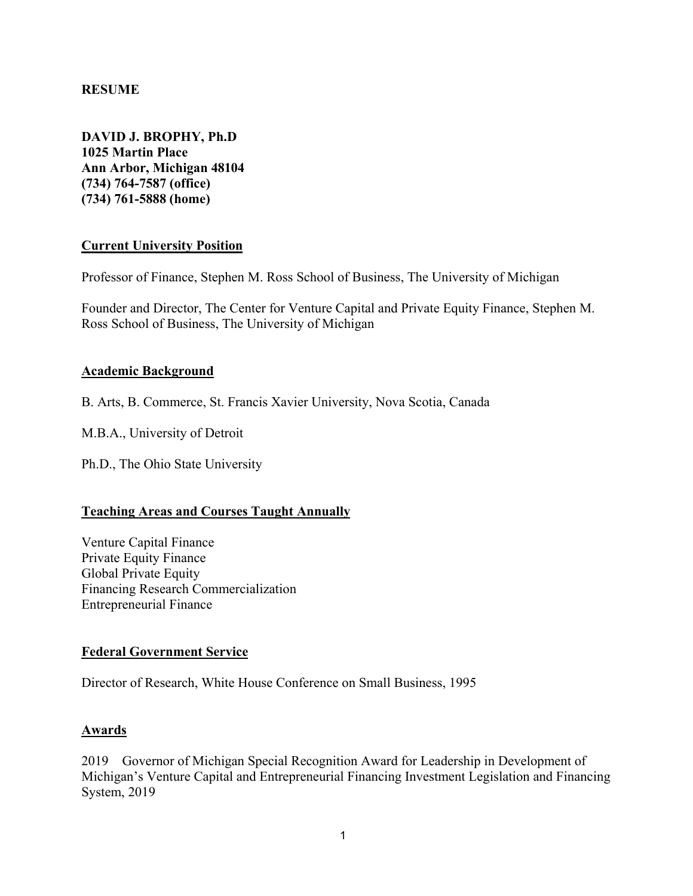**RESUME**

**DAVID J. BROPHY, Ph.D**
**1025 Martin Place**
**Ann Arbor, Michigan 48104**
**(734) 764-7587 (office)**
**(734) 761-5888 (home)**

## Current University Position

Professor of Finance, Stephen M. Ross School of Business, The University of Michigan

Founder and Director, The Center for Venture Capital and Private Equity Finance, Stephen M. Ross School of Business, The University of Michigan

## Academic Background

B. Arts, B. Commerce, St. Francis Xavier University, Nova Scotia, Canada

M.B.A., University of Detroit

Ph.D., The Ohio State University

## Teaching Areas and Courses Taught Annually

Venture Capital Finance
Private Equity Finance
Global Private Equity
Financing Research Commercialization
Entrepreneurial Finance

## Federal Government Service

Director of Research, White House Conference on Small Business, 1995

## Awards

2019 Governor of Michigan Special Recognition Award for Leadership in Development of Michigan's Venture Capital and Entrepreneurial Financing Investment Legislation and Financing System, 2019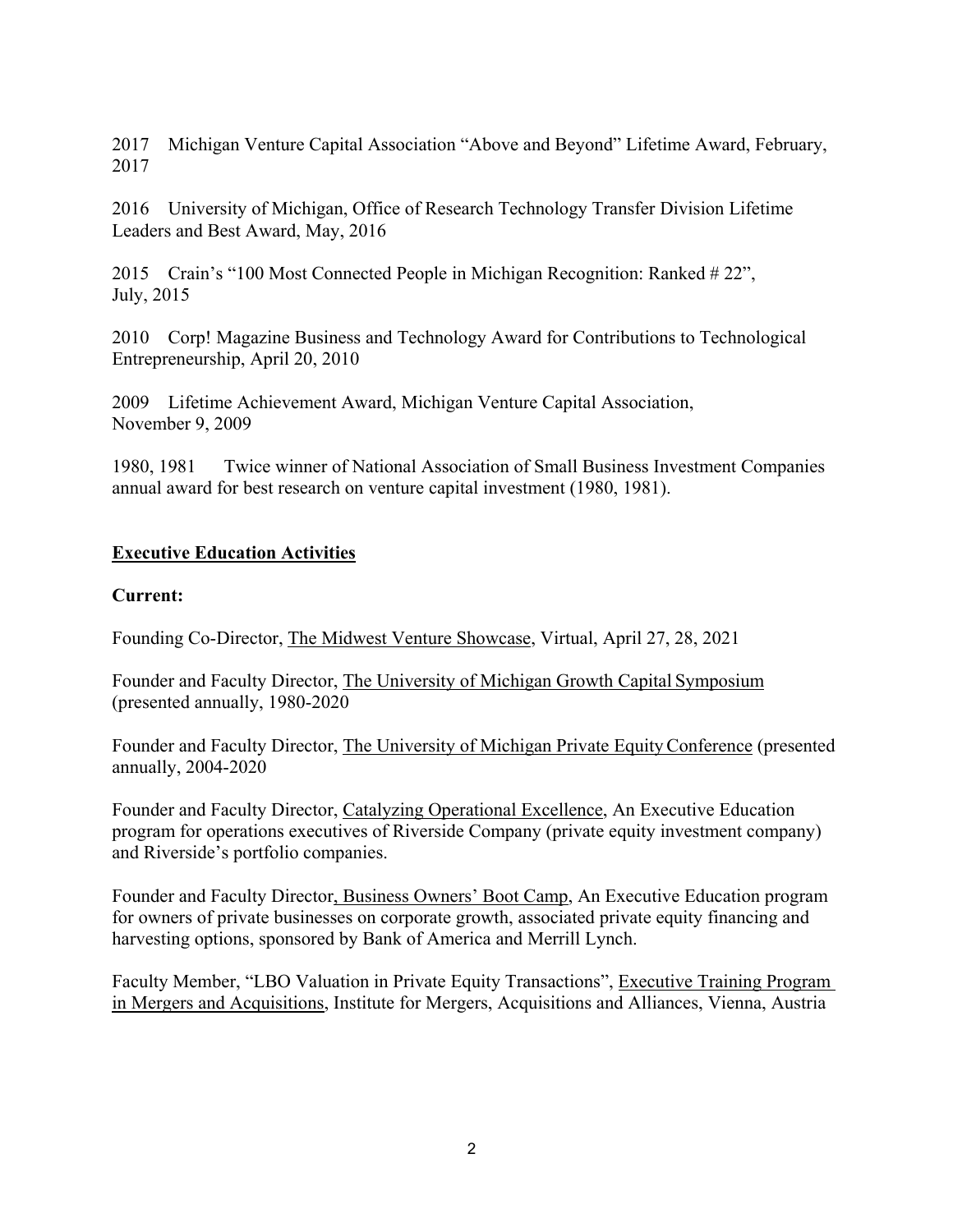2017 Michigan Venture Capital Association "Above and Beyond" Lifetime Award, February, 2017

2016 University of Michigan, Office of Research Technology Transfer Division Lifetime Leaders and Best Award, May, 2016

2015 Crain's "100 Most Connected People in Michigan Recognition: Ranked # 22", July, 2015

2010 Corp! Magazine Business and Technology Award for Contributions to Technological Entrepreneurship, April 20, 2010

2009 Lifetime Achievement Award, Michigan Venture Capital Association, November 9, 2009

1980, 1981 Twice winner of National Association of Small Business Investment Companies annual award for best research on venture capital investment (1980, 1981).

## Executive Education Activities

**Current:**

Founding Co-Director, The Midwest Venture Showcase, Virtual, April 27, 28, 2021

Founder and Faculty Director, The University of Michigan Growth Capital Symposium (presented annually, 1980-2020

Founder and Faculty Director, The University of Michigan Private Equity Conference (presented annually, 2004-2020

Founder and Faculty Director, Catalyzing Operational Excellence, An Executive Education program for operations executives of Riverside Company (private equity investment company) and Riverside's portfolio companies.

Founder and Faculty Director, Business Owners' Boot Camp, An Executive Education program for owners of private businesses on corporate growth, associated private equity financing and harvesting options, sponsored by Bank of America and Merrill Lynch.

Faculty Member, "LBO Valuation in Private Equity Transactions", Executive Training Program in Mergers and Acquisitions, Institute for Mergers, Acquisitions and Alliances, Vienna, Austria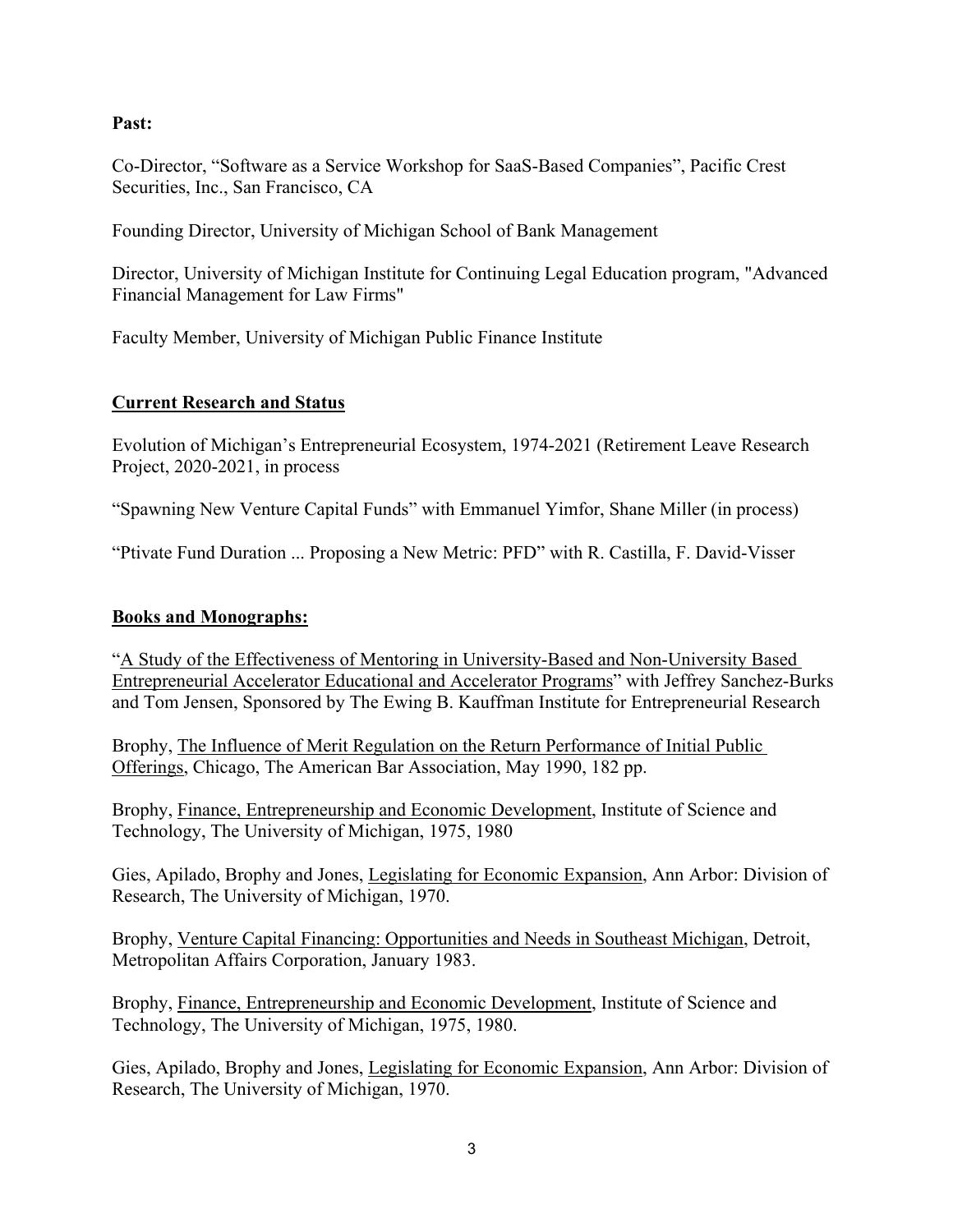**Past:**

Co-Director, "Software as a Service Workshop for SaaS-Based Companies", Pacific Crest Securities, Inc., San Francisco, CA

Founding Director, University of Michigan School of Bank Management

Director, University of Michigan Institute for Continuing Legal Education program, "Advanced Financial Management for Law Firms"

Faculty Member, University of Michigan Public Finance Institute

## Current Research and Status

Evolution of Michigan's Entrepreneurial Ecosystem, 1974-2021 (Retirement Leave Research Project, 2020-2021, in process

"Spawning New Venture Capital Funds" with Emmanuel Yimfor, Shane Miller (in process)

"Ptivate Fund Duration ... Proposing a New Metric: PFD" with R. Castilla, F. David-Visser

## Books and Monographs:

"A Study of the Effectiveness of Mentoring in University-Based and Non-University Based Entrepreneurial Accelerator Educational and Accelerator Programs" with Jeffrey Sanchez-Burks and Tom Jensen, Sponsored by The Ewing B. Kauffman Institute for Entrepreneurial Research

Brophy, The Influence of Merit Regulation on the Return Performance of Initial Public Offerings, Chicago, The American Bar Association, May 1990, 182 pp.

Brophy, Finance, Entrepreneurship and Economic Development, Institute of Science and Technology, The University of Michigan, 1975, 1980

Gies, Apilado, Brophy and Jones, Legislating for Economic Expansion, Ann Arbor: Division of Research, The University of Michigan, 1970.

Brophy, Venture Capital Financing: Opportunities and Needs in Southeast Michigan, Detroit, Metropolitan Affairs Corporation, January 1983.

Brophy, Finance, Entrepreneurship and Economic Development, Institute of Science and Technology, The University of Michigan, 1975, 1980.

Gies, Apilado, Brophy and Jones, Legislating for Economic Expansion, Ann Arbor: Division of Research, The University of Michigan, 1970.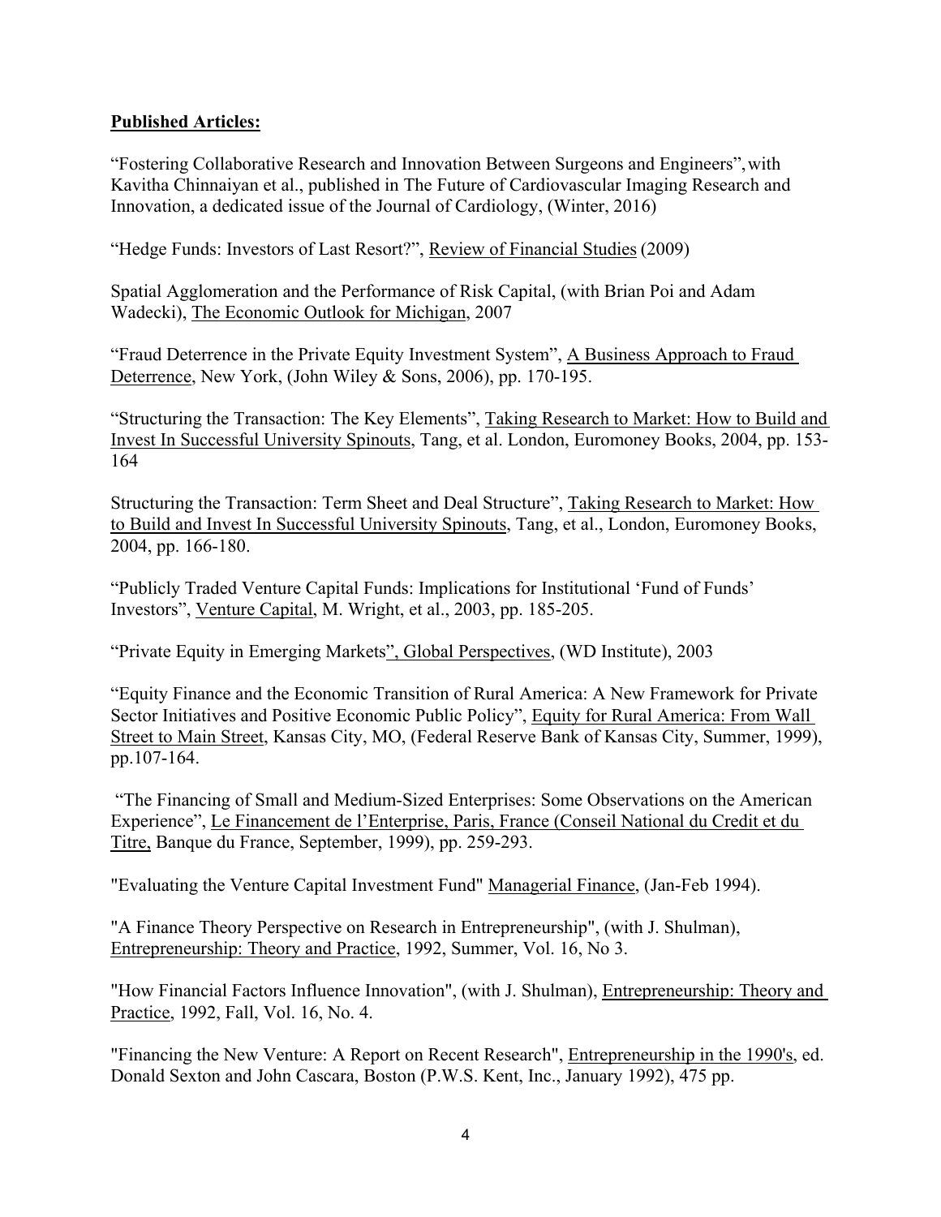**Published Articles:**

"Fostering Collaborative Research and Innovation Between Surgeons and Engineers", with Kavitha Chinnaiyan et al., published in The Future of Cardiovascular Imaging Research and Innovation, a dedicated issue of the Journal of Cardiology, (Winter, 2016)

"Hedge Funds: Investors of Last Resort?", Review of Financial Studies (2009)

Spatial Agglomeration and the Performance of Risk Capital, (with Brian Poi and Adam Wadecki), The Economic Outlook for Michigan, 2007

"Fraud Deterrence in the Private Equity Investment System", A Business Approach to Fraud Deterrence, New York, (John Wiley & Sons, 2006), pp. 170-195.

"Structuring the Transaction: The Key Elements", Taking Research to Market: How to Build and Invest In Successful University Spinouts, Tang, et al. London, Euromoney Books, 2004, pp. 153-164

Structuring the Transaction: Term Sheet and Deal Structure", Taking Research to Market: How to Build and Invest In Successful University Spinouts, Tang, et al., London, Euromoney Books, 2004, pp. 166-180.

"Publicly Traded Venture Capital Funds: Implications for Institutional 'Fund of Funds' Investors", Venture Capital, M. Wright, et al., 2003, pp. 185-205.

"Private Equity in Emerging Markets", Global Perspectives, (WD Institute), 2003

"Equity Finance and the Economic Transition of Rural America: A New Framework for Private Sector Initiatives and Positive Economic Public Policy", Equity for Rural America: From Wall Street to Main Street, Kansas City, MO, (Federal Reserve Bank of Kansas City, Summer, 1999), pp.107-164.

"The Financing of Small and Medium-Sized Enterprises: Some Observations on the American Experience", Le Financement de l'Enterprise, Paris, France (Conseil National du Credit et du Titre, Banque du France, September, 1999), pp. 259-293.

"Evaluating the Venture Capital Investment Fund" Managerial Finance, (Jan-Feb 1994).

"A Finance Theory Perspective on Research in Entrepreneurship", (with J. Shulman), Entrepreneurship: Theory and Practice, 1992, Summer, Vol. 16, No 3.

"How Financial Factors Influence Innovation", (with J. Shulman), Entrepreneurship: Theory and Practice, 1992, Fall, Vol. 16, No. 4.

"Financing the New Venture: A Report on Recent Research", Entrepreneurship in the 1990's, ed. Donald Sexton and John Cascara, Boston (P.W.S. Kent, Inc., January 1992), 475 pp.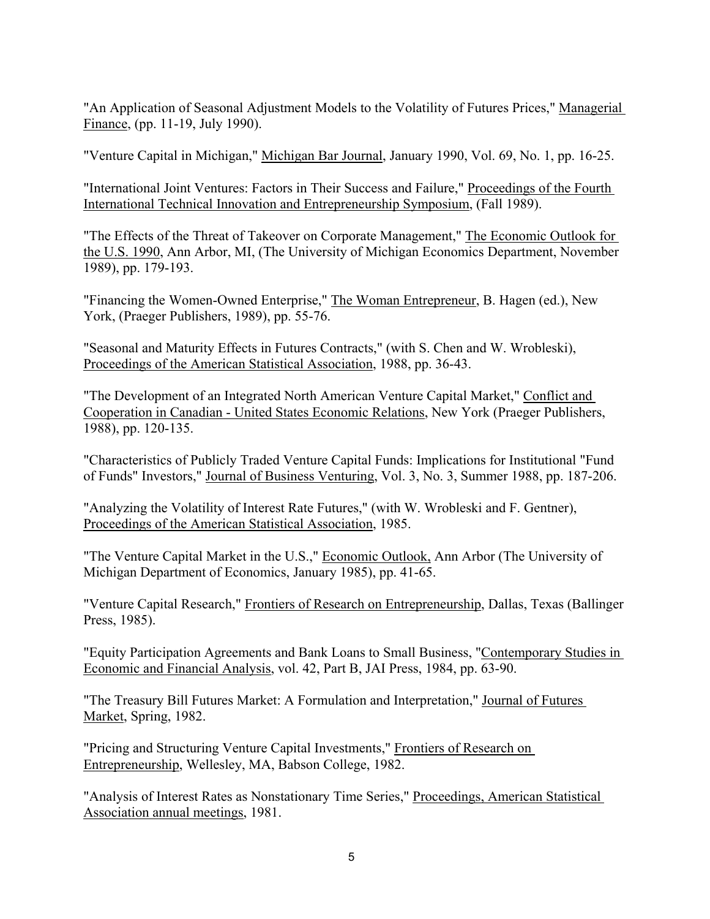"An Application of Seasonal Adjustment Models to the Volatility of Futures Prices," Managerial Finance, (pp. 11-19, July 1990).

"Venture Capital in Michigan," Michigan Bar Journal, January 1990, Vol. 69, No. 1, pp. 16-25.

"International Joint Ventures: Factors in Their Success and Failure," Proceedings of the Fourth International Technical Innovation and Entrepreneurship Symposium, (Fall 1989).

"The Effects of the Threat of Takeover on Corporate Management," The Economic Outlook for the U.S. 1990, Ann Arbor, MI, (The University of Michigan Economics Department, November 1989), pp. 179-193.

"Financing the Women-Owned Enterprise," The Woman Entrepreneur, B. Hagen (ed.), New York, (Praeger Publishers, 1989), pp. 55-76.

"Seasonal and Maturity Effects in Futures Contracts," (with S. Chen and W. Wrobleski), Proceedings of the American Statistical Association, 1988, pp. 36-43.

"The Development of an Integrated North American Venture Capital Market," Conflict and Cooperation in Canadian - United States Economic Relations, New York (Praeger Publishers, 1988), pp. 120-135.

"Characteristics of Publicly Traded Venture Capital Funds: Implications for Institutional "Fund of Funds" Investors," Journal of Business Venturing, Vol. 3, No. 3, Summer 1988, pp. 187-206.

"Analyzing the Volatility of Interest Rate Futures," (with W. Wrobleski and F. Gentner), Proceedings of the American Statistical Association, 1985.

"The Venture Capital Market in the U.S.," Economic Outlook, Ann Arbor (The University of Michigan Department of Economics, January 1985), pp. 41-65.

"Venture Capital Research," Frontiers of Research on Entrepreneurship, Dallas, Texas (Ballinger Press, 1985).

"Equity Participation Agreements and Bank Loans to Small Business, "Contemporary Studies in Economic and Financial Analysis, vol. 42, Part B, JAI Press, 1984, pp. 63-90.

"The Treasury Bill Futures Market: A Formulation and Interpretation," Journal of Futures Market, Spring, 1982.

"Pricing and Structuring Venture Capital Investments," Frontiers of Research on Entrepreneurship, Wellesley, MA, Babson College, 1982.

"Analysis of Interest Rates as Nonstationary Time Series," Proceedings, American Statistical Association annual meetings, 1981.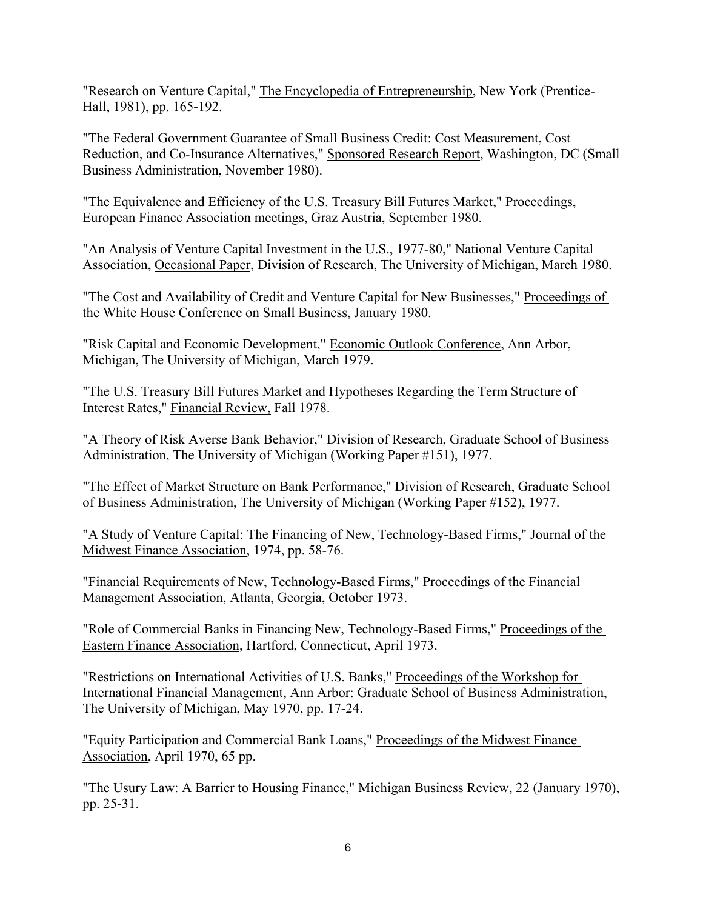"Research on Venture Capital," The Encyclopedia of Entrepreneurship, New York (Prentice-Hall, 1981), pp. 165-192.

"The Federal Government Guarantee of Small Business Credit: Cost Measurement, Cost Reduction, and Co-Insurance Alternatives," Sponsored Research Report, Washington, DC (Small Business Administration, November 1980).

"The Equivalence and Efficiency of the U.S. Treasury Bill Futures Market," Proceedings, European Finance Association meetings, Graz Austria, September 1980.

"An Analysis of Venture Capital Investment in the U.S., 1977-80," National Venture Capital Association, Occasional Paper, Division of Research, The University of Michigan, March 1980.

"The Cost and Availability of Credit and Venture Capital for New Businesses," Proceedings of the White House Conference on Small Business, January 1980.

"Risk Capital and Economic Development," Economic Outlook Conference, Ann Arbor, Michigan, The University of Michigan, March 1979.

"The U.S. Treasury Bill Futures Market and Hypotheses Regarding the Term Structure of Interest Rates," Financial Review, Fall 1978.

"A Theory of Risk Averse Bank Behavior," Division of Research, Graduate School of Business Administration, The University of Michigan (Working Paper #151), 1977.

"The Effect of Market Structure on Bank Performance," Division of Research, Graduate School of Business Administration, The University of Michigan (Working Paper #152), 1977.

"A Study of Venture Capital: The Financing of New, Technology-Based Firms," Journal of the Midwest Finance Association, 1974, pp. 58-76.

"Financial Requirements of New, Technology-Based Firms," Proceedings of the Financial Management Association, Atlanta, Georgia, October 1973.

"Role of Commercial Banks in Financing New, Technology-Based Firms," Proceedings of the Eastern Finance Association, Hartford, Connecticut, April 1973.

"Restrictions on International Activities of U.S. Banks," Proceedings of the Workshop for International Financial Management, Ann Arbor: Graduate School of Business Administration, The University of Michigan, May 1970, pp. 17-24.

"Equity Participation and Commercial Bank Loans," Proceedings of the Midwest Finance Association, April 1970, 65 pp.

"The Usury Law: A Barrier to Housing Finance," Michigan Business Review, 22 (January 1970), pp. 25-31.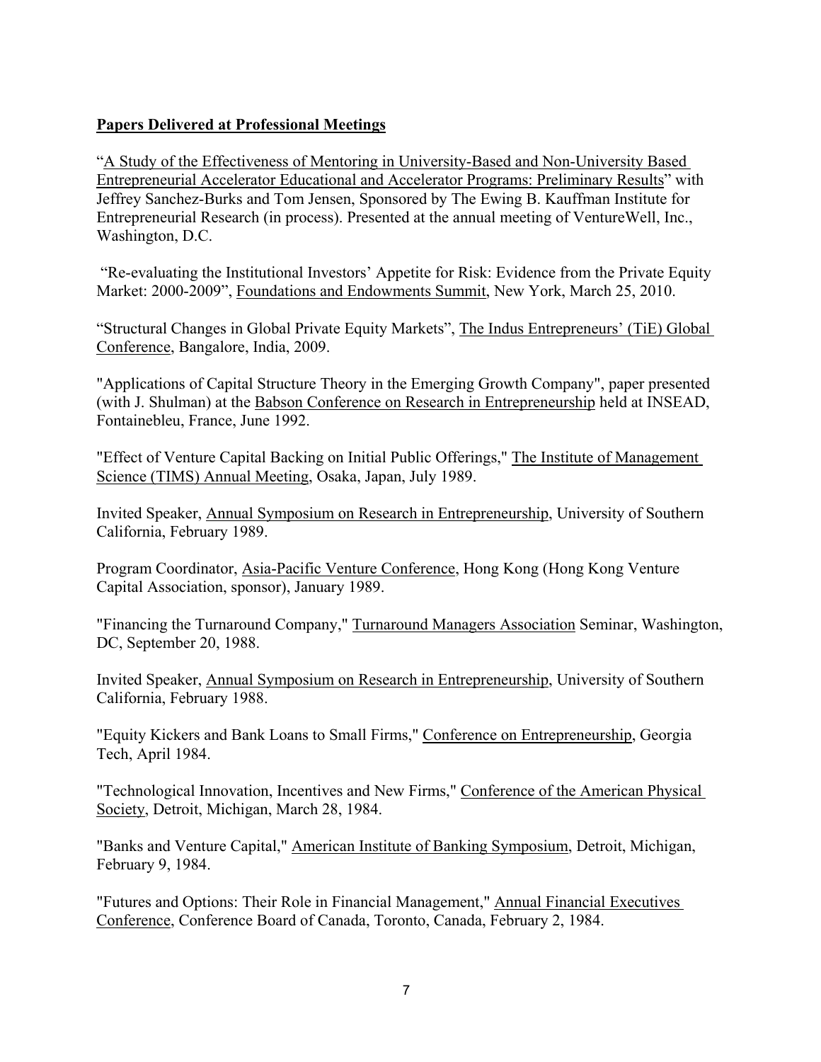**Papers Delivered at Professional Meetings**

"A Study of the Effectiveness of Mentoring in University-Based and Non-University Based Entrepreneurial Accelerator Educational and Accelerator Programs: Preliminary Results" with Jeffrey Sanchez-Burks and Tom Jensen, Sponsored by The Ewing B. Kauffman Institute for Entrepreneurial Research (in process). Presented at the annual meeting of VentureWell, Inc., Washington, D.C.

"Re-evaluating the Institutional Investors' Appetite for Risk: Evidence from the Private Equity Market: 2000-2009", Foundations and Endowments Summit, New York, March 25, 2010.

"Structural Changes in Global Private Equity Markets", The Indus Entrepreneurs' (TiE) Global Conference, Bangalore, India, 2009.

"Applications of Capital Structure Theory in the Emerging Growth Company", paper presented (with J. Shulman) at the Babson Conference on Research in Entrepreneurship held at INSEAD, Fontainebleu, France, June 1992.

"Effect of Venture Capital Backing on Initial Public Offerings," The Institute of Management Science (TIMS) Annual Meeting, Osaka, Japan, July 1989.

Invited Speaker, Annual Symposium on Research in Entrepreneurship, University of Southern California, February 1989.

Program Coordinator, Asia-Pacific Venture Conference, Hong Kong (Hong Kong Venture Capital Association, sponsor), January 1989.

"Financing the Turnaround Company," Turnaround Managers Association Seminar, Washington, DC, September 20, 1988.

Invited Speaker, Annual Symposium on Research in Entrepreneurship, University of Southern California, February 1988.

"Equity Kickers and Bank Loans to Small Firms," Conference on Entrepreneurship, Georgia Tech, April 1984.

"Technological Innovation, Incentives and New Firms," Conference of the American Physical Society, Detroit, Michigan, March 28, 1984.

"Banks and Venture Capital," American Institute of Banking Symposium, Detroit, Michigan, February 9, 1984.

"Futures and Options: Their Role in Financial Management," Annual Financial Executives Conference, Conference Board of Canada, Toronto, Canada, February 2, 1984.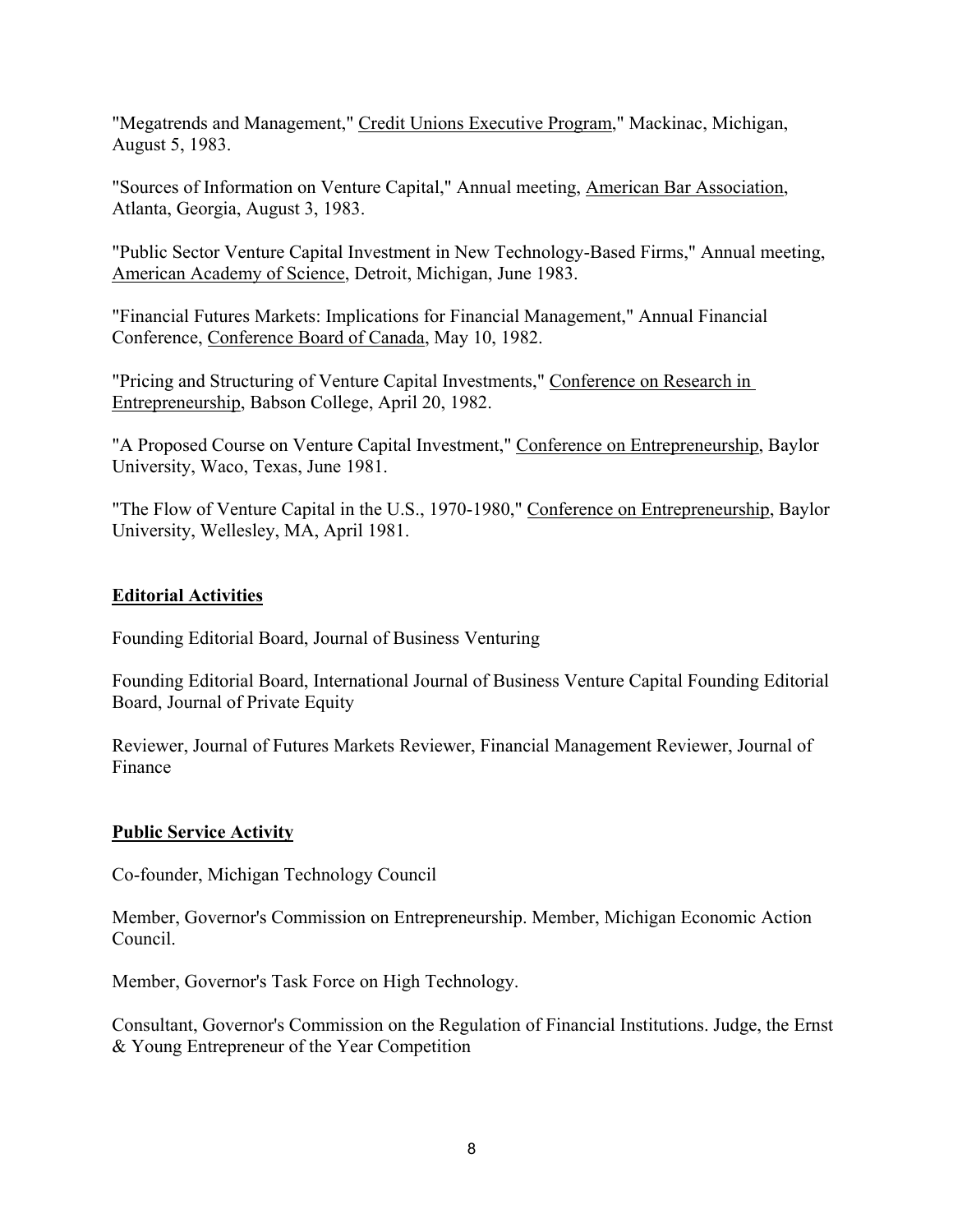"Megatrends and Management," Credit Unions Executive Program," Mackinac, Michigan, August 5, 1983.

"Sources of Information on Venture Capital," Annual meeting, American Bar Association, Atlanta, Georgia, August 3, 1983.

"Public Sector Venture Capital Investment in New Technology-Based Firms," Annual meeting, American Academy of Science, Detroit, Michigan, June 1983.

"Financial Futures Markets: Implications for Financial Management," Annual Financial Conference, Conference Board of Canada, May 10, 1982.

"Pricing and Structuring of Venture Capital Investments," Conference on Research in Entrepreneurship, Babson College, April 20, 1982.

"A Proposed Course on Venture Capital Investment," Conference on Entrepreneurship, Baylor University, Waco, Texas, June 1981.

"The Flow of Venture Capital in the U.S., 1970-1980," Conference on Entrepreneurship, Baylor University, Wellesley, MA, April 1981.

**Editorial Activities**

Founding Editorial Board, Journal of Business Venturing

Founding Editorial Board, International Journal of Business Venture Capital Founding Editorial Board, Journal of Private Equity

Reviewer, Journal of Futures Markets Reviewer, Financial Management Reviewer, Journal of Finance

**Public Service Activity**

Co-founder, Michigan Technology Council

Member, Governor's Commission on Entrepreneurship. Member, Michigan Economic Action Council.

Member, Governor's Task Force on High Technology.

Consultant, Governor's Commission on the Regulation of Financial Institutions. Judge, the Ernst & Young Entrepreneur of the Year Competition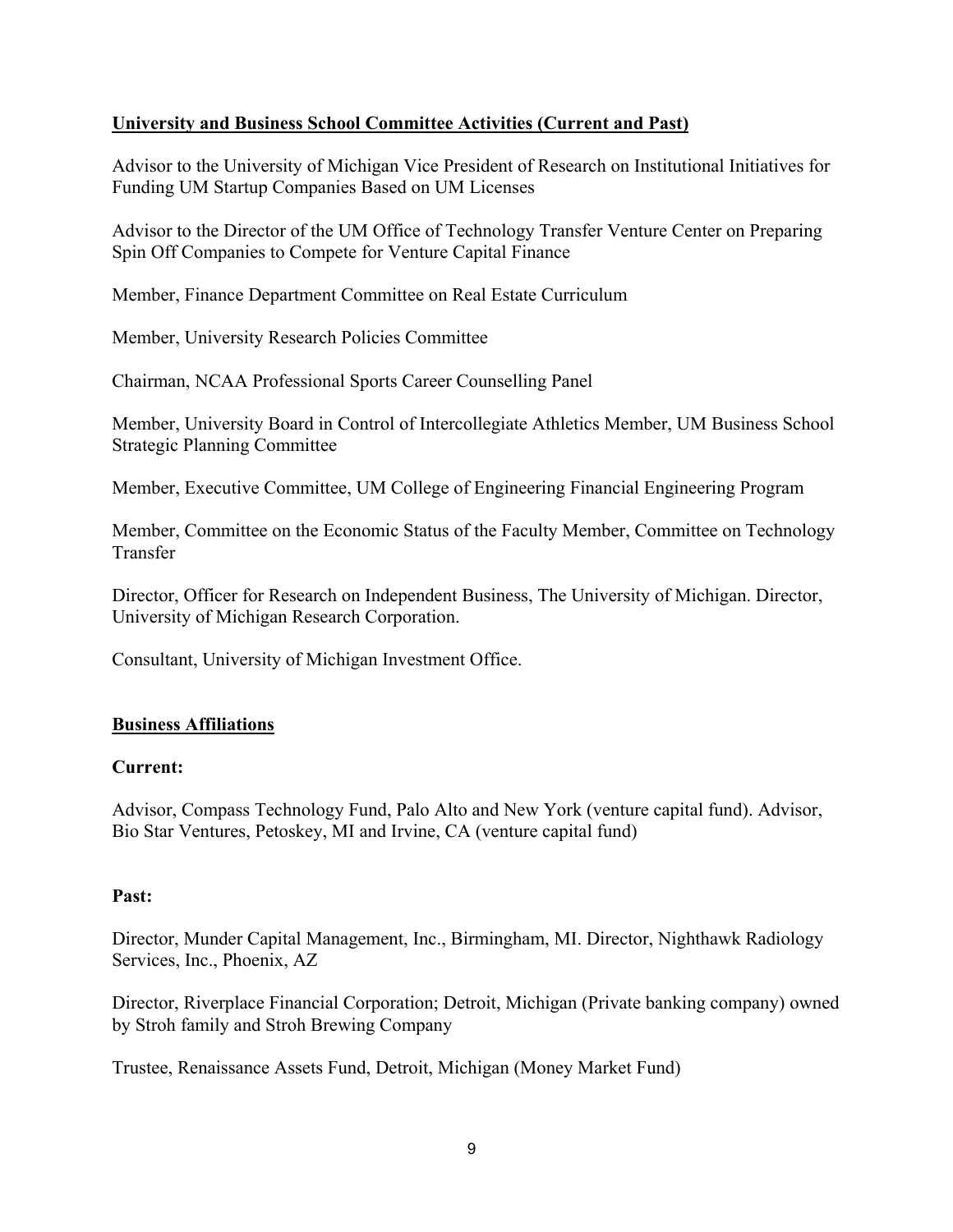**University and Business School Committee Activities (Current and Past)**

Advisor to the University of Michigan Vice President of Research on Institutional Initiatives for Funding UM Startup Companies Based on UM Licenses

Advisor to the Director of the UM Office of Technology Transfer Venture Center on Preparing Spin Off Companies to Compete for Venture Capital Finance

Member, Finance Department Committee on Real Estate Curriculum

Member, University Research Policies Committee

Chairman, NCAA Professional Sports Career Counselling Panel

Member, University Board in Control of Intercollegiate Athletics Member, UM Business School Strategic Planning Committee

Member, Executive Committee, UM College of Engineering Financial Engineering Program

Member, Committee on the Economic Status of the Faculty Member, Committee on Technology Transfer

Director, Officer for Research on Independent Business, The University of Michigan. Director, University of Michigan Research Corporation.

Consultant, University of Michigan Investment Office.

**Business Affiliations**

**Current:**

Advisor, Compass Technology Fund, Palo Alto and New York (venture capital fund). Advisor, Bio Star Ventures, Petoskey, MI and Irvine, CA (venture capital fund)

**Past:**

Director, Munder Capital Management, Inc., Birmingham, MI. Director, Nighthawk Radiology Services, Inc., Phoenix, AZ

Director, Riverplace Financial Corporation; Detroit, Michigan (Private banking company) owned by Stroh family and Stroh Brewing Company

Trustee, Renaissance Assets Fund, Detroit, Michigan (Money Market Fund)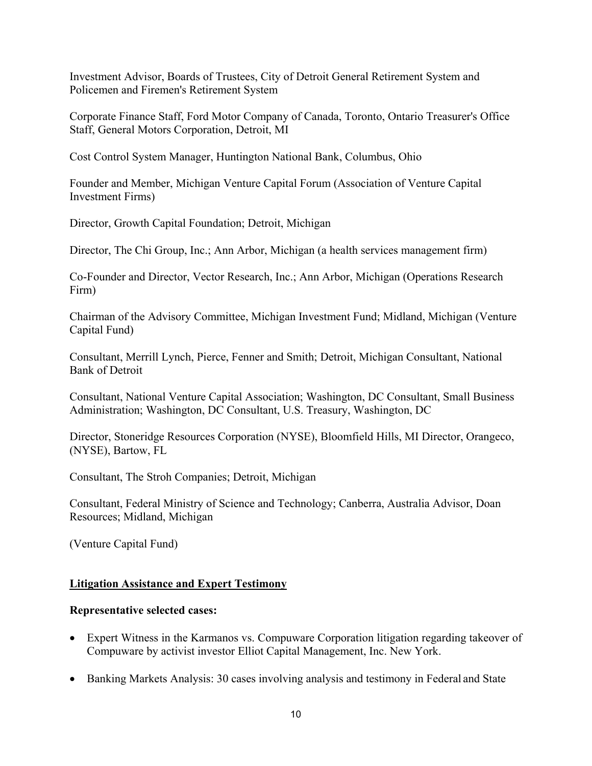Investment Advisor, Boards of Trustees, City of Detroit General Retirement System and Policemen and Firemen's Retirement System

Corporate Finance Staff, Ford Motor Company of Canada, Toronto, Ontario Treasurer's Office Staff, General Motors Corporation, Detroit, MI

Cost Control System Manager, Huntington National Bank, Columbus, Ohio

Founder and Member, Michigan Venture Capital Forum (Association of Venture Capital Investment Firms)

Director, Growth Capital Foundation; Detroit, Michigan

Director, The Chi Group, Inc.; Ann Arbor, Michigan (a health services management firm)

Co-Founder and Director, Vector Research, Inc.; Ann Arbor, Michigan (Operations Research Firm)

Chairman of the Advisory Committee, Michigan Investment Fund; Midland, Michigan (Venture Capital Fund)

Consultant, Merrill Lynch, Pierce, Fenner and Smith; Detroit, Michigan Consultant, National Bank of Detroit

Consultant, National Venture Capital Association; Washington, DC Consultant, Small Business Administration; Washington, DC Consultant, U.S. Treasury, Washington, DC

Director, Stoneridge Resources Corporation (NYSE), Bloomfield Hills, MI Director, Orangeco, (NYSE), Bartow, FL

Consultant, The Stroh Companies; Detroit, Michigan

Consultant, Federal Ministry of Science and Technology; Canberra, Australia Advisor, Doan Resources; Midland, Michigan

(Venture Capital Fund)

## Litigation Assistance and Expert Testimony

**Representative selected cases:**

- Expert Witness in the Karmanos vs. Compuware Corporation litigation regarding takeover of Compuware by activist investor Elliot Capital Management, Inc. New York.
- Banking Markets Analysis: 30 cases involving analysis and testimony in Federal and State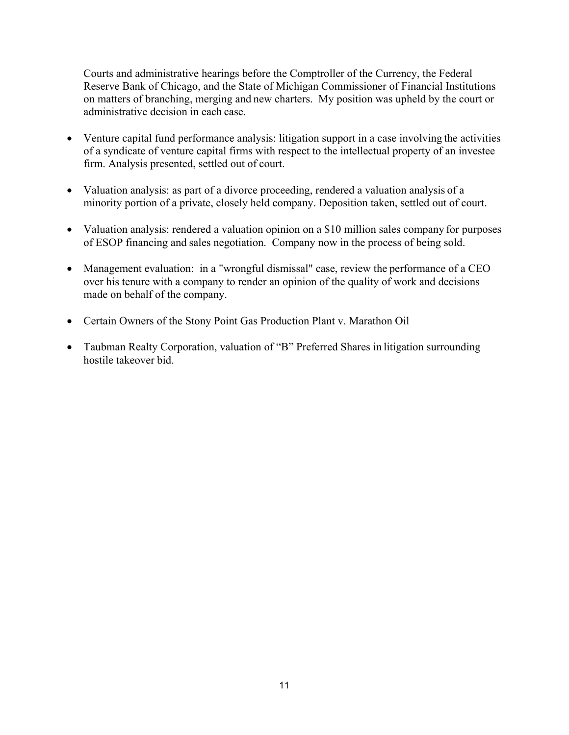Courts and administrative hearings before the Comptroller of the Currency, the Federal Reserve Bank of Chicago, and the State of Michigan Commissioner of Financial Institutions on matters of branching, merging and new charters. My position was upheld by the court or administrative decision in each case.

- Venture capital fund performance analysis: litigation support in a case involving the activities of a syndicate of venture capital firms with respect to the intellectual property of an investee firm. Analysis presented, settled out of court.
- Valuation analysis: as part of a divorce proceeding, rendered a valuation analysis of a minority portion of a private, closely held company. Deposition taken, settled out of court.
- Valuation analysis: rendered a valuation opinion on a $10 million sales company for purposes of ESOP financing and sales negotiation. Company now in the process of being sold.
- Management evaluation: in a "wrongful dismissal" case, review the performance of a CEO over his tenure with a company to render an opinion of the quality of work and decisions made on behalf of the company.
- Certain Owners of the Stony Point Gas Production Plant v. Marathon Oil
- Taubman Realty Corporation, valuation of “B” Preferred Shares in litigation surrounding hostile takeover bid.